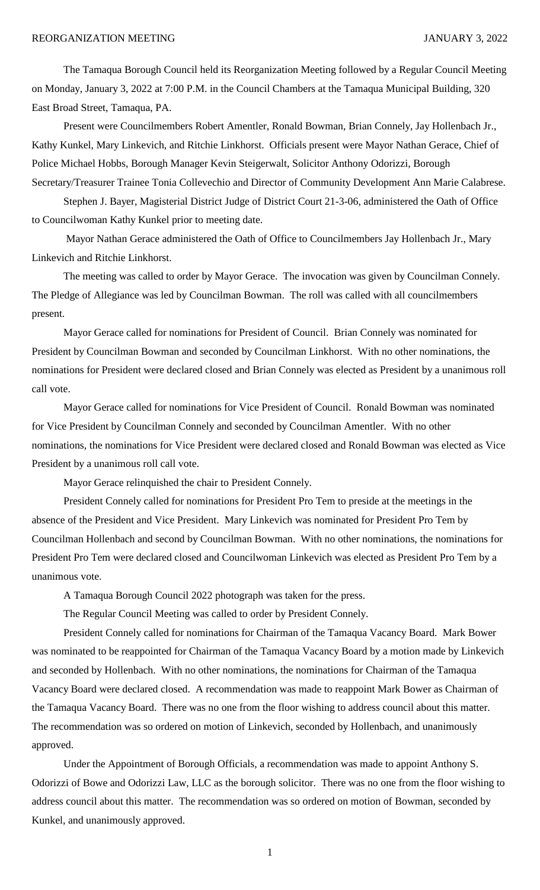REORGANIZATION MEETING JANUARY 3, 2022

The Tamaqua Borough Council held its Reorganization Meeting followed by a Regular Council Meeting on Monday, January 3, 2022 at 7:00 P.M. in the Council Chambers at the Tamaqua Municipal Building, 320 East Broad Street, Tamaqua, PA.

Present were Councilmembers Robert Amentler, Ronald Bowman, Brian Connely, Jay Hollenbach Jr., Kathy Kunkel, Mary Linkevich, and Ritchie Linkhorst. Officials present were Mayor Nathan Gerace, Chief of Police Michael Hobbs, Borough Manager Kevin Steigerwalt, Solicitor Anthony Odorizzi, Borough Secretary/Treasurer Trainee Tonia Collevechio and Director of Community Development Ann Marie Calabrese.

Stephen J. Bayer, Magisterial District Judge of District Court 21-3-06, administered the Oath of Office to Councilwoman Kathy Kunkel prior to meeting date.

Mayor Nathan Gerace administered the Oath of Office to Councilmembers Jay Hollenbach Jr., Mary Linkevich and Ritchie Linkhorst.

The meeting was called to order by Mayor Gerace. The invocation was given by Councilman Connely. The Pledge of Allegiance was led by Councilman Bowman. The roll was called with all councilmembers present.

Mayor Gerace called for nominations for President of Council. Brian Connely was nominated for President by Councilman Bowman and seconded by Councilman Linkhorst. With no other nominations, the nominations for President were declared closed and Brian Connely was elected as President by a unanimous roll call vote.

Mayor Gerace called for nominations for Vice President of Council. Ronald Bowman was nominated for Vice President by Councilman Connely and seconded by Councilman Amentler. With no other nominations, the nominations for Vice President were declared closed and Ronald Bowman was elected as Vice President by a unanimous roll call vote.

Mayor Gerace relinquished the chair to President Connely.

President Connely called for nominations for President Pro Tem to preside at the meetings in the absence of the President and Vice President. Mary Linkevich was nominated for President Pro Tem by Councilman Hollenbach and second by Councilman Bowman. With no other nominations, the nominations for President Pro Tem were declared closed and Councilwoman Linkevich was elected as President Pro Tem by a unanimous vote.

A Tamaqua Borough Council 2022 photograph was taken for the press.

The Regular Council Meeting was called to order by President Connely.

President Connely called for nominations for Chairman of the Tamaqua Vacancy Board. Mark Bower was nominated to be reappointed for Chairman of the Tamaqua Vacancy Board by a motion made by Linkevich and seconded by Hollenbach. With no other nominations, the nominations for Chairman of the Tamaqua Vacancy Board were declared closed. A recommendation was made to reappoint Mark Bower as Chairman of the Tamaqua Vacancy Board. There was no one from the floor wishing to address council about this matter. The recommendation was so ordered on motion of Linkevich, seconded by Hollenbach, and unanimously approved.

Under the Appointment of Borough Officials, a recommendation was made to appoint Anthony S. Odorizzi of Bowe and Odorizzi Law, LLC as the borough solicitor. There was no one from the floor wishing to address council about this matter. The recommendation was so ordered on motion of Bowman, seconded by Kunkel, and unanimously approved.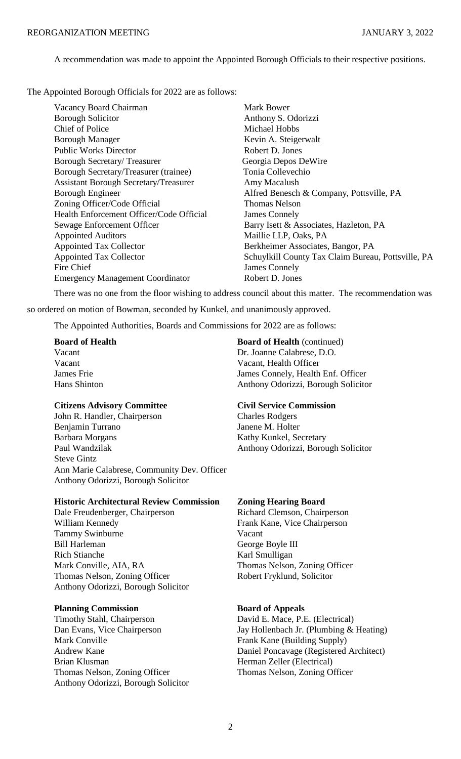A recommendation was made to appoint the Appointed Borough Officials to their respective positions.

The Appointed Borough Officials for 2022 are as follows:

| Position | Official |
|---|---|
| Vacancy Board Chairman | Mark Bower |
| Borough Solicitor | Anthony S. Odorizzi |
| Chief of Police | Michael Hobbs |
| Borough Manager | Kevin A. Steigerwalt |
| Public Works Director | Robert D. Jones |
| Borough Secretary/ Treasurer | Georgia Depos DeWire |
| Borough Secretary/Treasurer (trainee) | Tonia Collevechio |
| Assistant Borough Secretary/Treasurer | Amy Macalush |
| Borough Engineer | Alfred Benesch & Company, Pottsville, PA |
| Zoning Officer/Code Official | Thomas Nelson |
| Health Enforcement Officer/Code Official | James Connely |
| Sewage Enforcement Officer | Barry Isett & Associates, Hazleton, PA |
| Appointed Auditors | Maillie LLP, Oaks, PA |
| Appointed Tax Collector | Berkheimer Associates, Bangor, PA |
| Appointed Tax Collector | Schuylkill County Tax Claim Bureau, Pottsville, PA |
| Fire Chief | James Connely |
| Emergency Management Coordinator | Robert D. Jones |

There was no one from the floor wishing to address council about this matter. The recommendation was so ordered on motion of Bowman, seconded by Kunkel, and unanimously approved.

The Appointed Authorities, Boards and Commissions for 2022 are as follows:

**Board of Health**
Vacant
Vacant
James Frie
Hans Shinton
Dr. Joanne Calabrese, D.O.
Vacant, Health Officer
James Connely, Health Enf. Officer
Anthony Odorizzi, Borough Solicitor

**Citizens Advisory Committee**
John R. Handler, Chairperson
Benjamin Turrano
Barbara Morgans
Paul Wandzilak
Steve Gintz
Ann Marie Calabrese, Community Dev. Officer
Anthony Odorizzi, Borough Solicitor

**Civil Service Commission**
Charles Rodgers
Janene M. Holter
Kathy Kunkel, Secretary
Anthony Odorizzi, Borough Solicitor

**Historic Architectural Review Commission**
Dale Freudenberger, Chairperson
William Kennedy
Tammy Swinburne
Bill Harleman
Rich Stianche
Mark Conville, AIA, RA
Thomas Nelson, Zoning Officer
Anthony Odorizzi, Borough Solicitor

**Zoning Hearing Board**
Richard Clemson, Chairperson
Frank Kane, Vice Chairperson
Vacant
George Boyle III
Karl Smulligan
Thomas Nelson, Zoning Officer
Robert Fryklund, Solicitor

**Planning Commission**
Timothy Stahl, Chairperson
Dan Evans, Vice Chairperson
Mark Conville
Andrew Kane
Brian Klusman
Thomas Nelson, Zoning Officer
Anthony Odorizzi, Borough Solicitor

**Board of Appeals**
David E. Mace, P.E. (Electrical)
Jay Hollenbach Jr. (Plumbing & Heating)
Frank Kane (Building Supply)
Daniel Poncavage (Registered Architect)
Herman Zeller (Electrical)
Thomas Nelson, Zoning Officer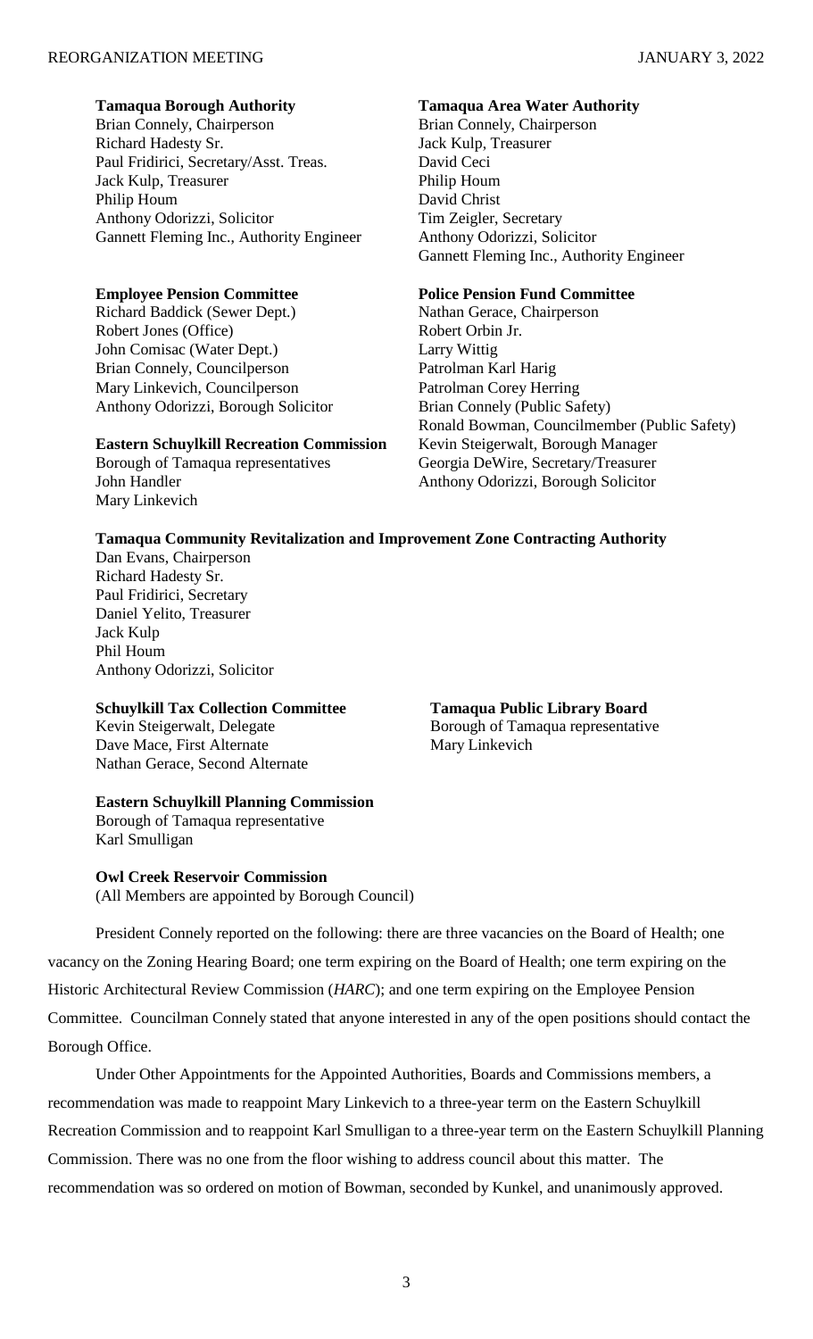**Tamaqua Borough Authority**
Brian Connely, Chairperson
Richard Hadesty Sr.
Paul Fridirici, Secretary/Asst. Treas.
Jack Kulp, Treasurer
Philip Houm
Anthony Odorizzi, Solicitor
Gannett Fleming Inc., Authority Engineer

**Tamaqua Area Water Authority**
Brian Connely, Chairperson
Jack Kulp, Treasurer
David Ceci
Philip Houm
David Christ
Tim Zeigler, Secretary
Anthony Odorizzi, Solicitor
Gannett Fleming Inc., Authority Engineer

**Employee Pension Committee**
Richard Baddick (Sewer Dept.)
Robert Jones (Office)
John Comisac (Water Dept.)
Brian Connely, Councilperson
Mary Linkevich, Councilperson
Anthony Odorizzi, Borough Solicitor

**Police Pension Fund Committee**
Nathan Gerace, Chairperson
Robert Orbin Jr.
Larry Wittig
Patrolman Karl Harig
Patrolman Corey Herring
Brian Connely (Public Safety)
Ronald Bowman, Councilmember (Public Safety)
Kevin Steigerwalt, Borough Manager
Georgia DeWire, Secretary/Treasurer
Anthony Odorizzi, Borough Solicitor

**Eastern Schuylkill Recreation Commission**
Borough of Tamaqua representatives
John Handler
Mary Linkevich

**Tamaqua Community Revitalization and Improvement Zone Contracting Authority**
Dan Evans, Chairperson
Richard Hadesty Sr.
Paul Fridirici, Secretary
Daniel Yelito, Treasurer
Jack Kulp
Phil Houm
Anthony Odorizzi, Solicitor

**Schuylkill Tax Collection Committee**
Kevin Steigerwalt, Delegate
Dave Mace, First Alternate
Nathan Gerace, Second Alternate

**Tamaqua Public Library Board**
Borough of Tamaqua representative
Mary Linkevich

**Eastern Schuylkill Planning Commission**
Borough of Tamaqua representative
Karl Smulligan

**Owl Creek Reservoir Commission**
(All Members are appointed by Borough Council)

President Connely reported on the following: there are three vacancies on the Board of Health; one vacancy on the Zoning Hearing Board; one term expiring on the Board of Health; one term expiring on the Historic Architectural Review Commission (*HARC*); and one term expiring on the Employee Pension Committee. Councilman Connely stated that anyone interested in any of the open positions should contact the Borough Office.

Under Other Appointments for the Appointed Authorities, Boards and Commissions members, a recommendation was made to reappoint Mary Linkevich to a three-year term on the Eastern Schuylkill Recreation Commission and to reappoint Karl Smulligan to a three-year term on the Eastern Schuylkill Planning Commission. There was no one from the floor wishing to address council about this matter. The recommendation was so ordered on motion of Bowman, seconded by Kunkel, and unanimously approved.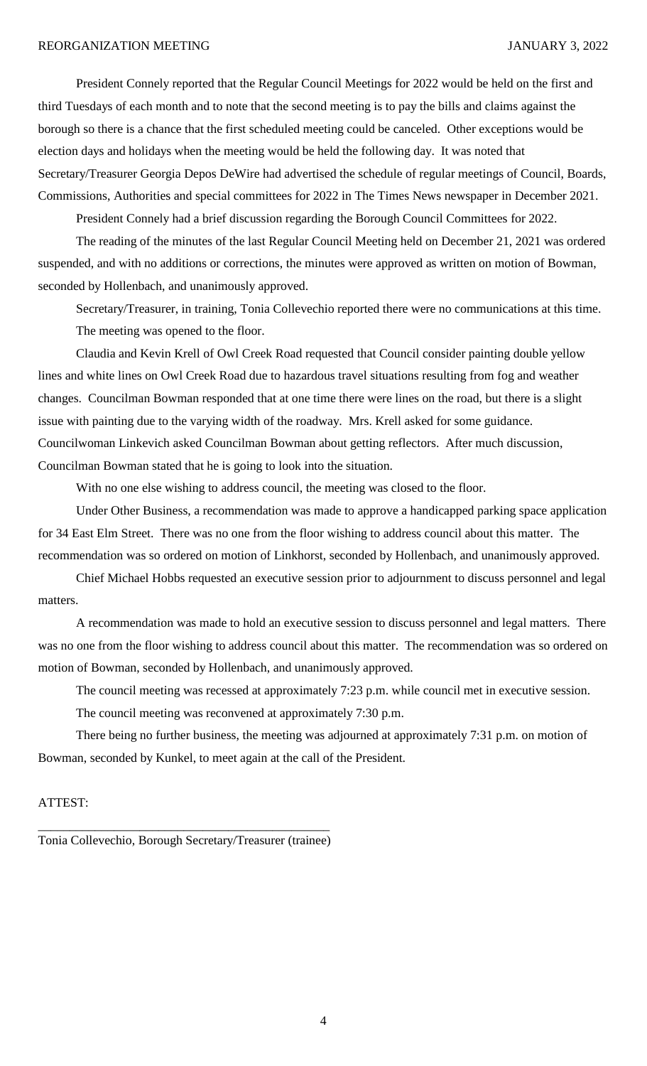President Connely reported that the Regular Council Meetings for 2022 would be held on the first and third Tuesdays of each month and to note that the second meeting is to pay the bills and claims against the borough so there is a chance that the first scheduled meeting could be canceled. Other exceptions would be election days and holidays when the meeting would be held the following day. It was noted that Secretary/Treasurer Georgia Depos DeWire had advertised the schedule of regular meetings of Council, Boards, Commissions, Authorities and special committees for 2022 in The Times News newspaper in December 2021.

President Connely had a brief discussion regarding the Borough Council Committees for 2022.

The reading of the minutes of the last Regular Council Meeting held on December 21, 2021 was ordered suspended, and with no additions or corrections, the minutes were approved as written on motion of Bowman, seconded by Hollenbach, and unanimously approved.

Secretary/Treasurer, in training, Tonia Collevechio reported there were no communications at this time.

The meeting was opened to the floor.

Claudia and Kevin Krell of Owl Creek Road requested that Council consider painting double yellow lines and white lines on Owl Creek Road due to hazardous travel situations resulting from fog and weather changes. Councilman Bowman responded that at one time there were lines on the road, but there is a slight issue with painting due to the varying width of the roadway. Mrs. Krell asked for some guidance. Councilwoman Linkevich asked Councilman Bowman about getting reflectors. After much discussion, Councilman Bowman stated that he is going to look into the situation.

With no one else wishing to address council, the meeting was closed to the floor.

Under Other Business, a recommendation was made to approve a handicapped parking space application for 34 East Elm Street. There was no one from the floor wishing to address council about this matter. The recommendation was so ordered on motion of Linkhorst, seconded by Hollenbach, and unanimously approved.

Chief Michael Hobbs requested an executive session prior to adjournment to discuss personnel and legal matters.

A recommendation was made to hold an executive session to discuss personnel and legal matters. There was no one from the floor wishing to address council about this matter. The recommendation was so ordered on motion of Bowman, seconded by Hollenbach, and unanimously approved.

The council meeting was recessed at approximately 7:23 p.m. while council met in executive session.

The council meeting was reconvened at approximately 7:30 p.m.

There being no further business, the meeting was adjourned at approximately 7:31 p.m. on motion of Bowman, seconded by Kunkel, to meet again at the call of the President.

ATTEST:

\_\_\_\_\_\_\_\_\_\_\_\_\_\_\_\_\_\_\_\_\_\_\_\_\_\_\_\_\_\_\_\_\_\_\_\_\_\_\_\_\_\_\_\_\_\_\_\_

Tonia Collevechio, Borough Secretary/Treasurer (trainee)